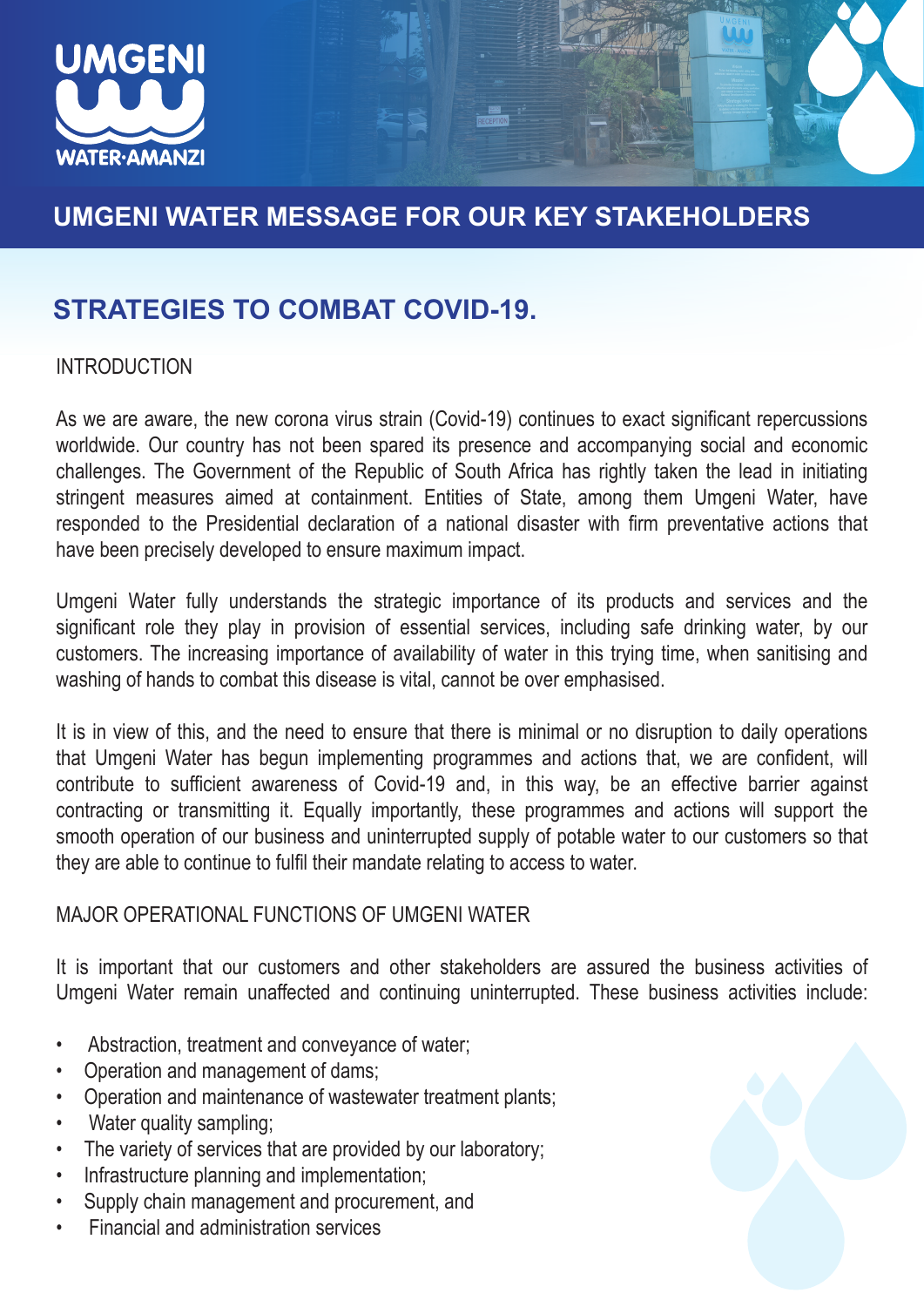UMGENI WATER·AMANZI

# UMGENI WATER MESSAGE FOR OUR KEY STAKEHOLDERS

## STRATEGIES TO COMBAT COVID-19.

INTRODUCTION

As we are aware, the new corona virus strain (Covid-19) continues to exact significant repercussions worldwide. Our country has not been spared its presence and accompanying social and economic challenges. The Government of the Republic of South Africa has rightly taken the lead in initiating stringent measures aimed at containment. Entities of State, among them Umgeni Water, have responded to the Presidential declaration of a national disaster with firm preventative actions that have been precisely developed to ensure maximum impact.

Umgeni Water fully understands the strategic importance of its products and services and the significant role they play in provision of essential services, including safe drinking water, by our customers. The increasing importance of availability of water in this trying time, when sanitising and washing of hands to combat this disease is vital, cannot be over emphasised.

It is in view of this, and the need to ensure that there is minimal or no disruption to daily operations that Umgeni Water has begun implementing programmes and actions that, we are confident, will contribute to sufficient awareness of Covid-19 and, in this way, be an effective barrier against contracting or transmitting it. Equally importantly, these programmes and actions will support the smooth operation of our business and uninterrupted supply of potable water to our customers so that they are able to continue to fulfil their mandate relating to access to water.

MAJOR OPERATIONAL FUNCTIONS OF UMGENI WATER

It is important that our customers and other stakeholders are assured the business activities of Umgeni Water remain unaffected and continuing uninterrupted. These business activities include:

- Abstraction, treatment and conveyance of water;
- Operation and management of dams;
- Operation and maintenance of wastewater treatment plants;
- Water quality sampling;
- The variety of services that are provided by our laboratory;
- Infrastructure planning and implementation;
- Supply chain management and procurement, and
- Financial and administration services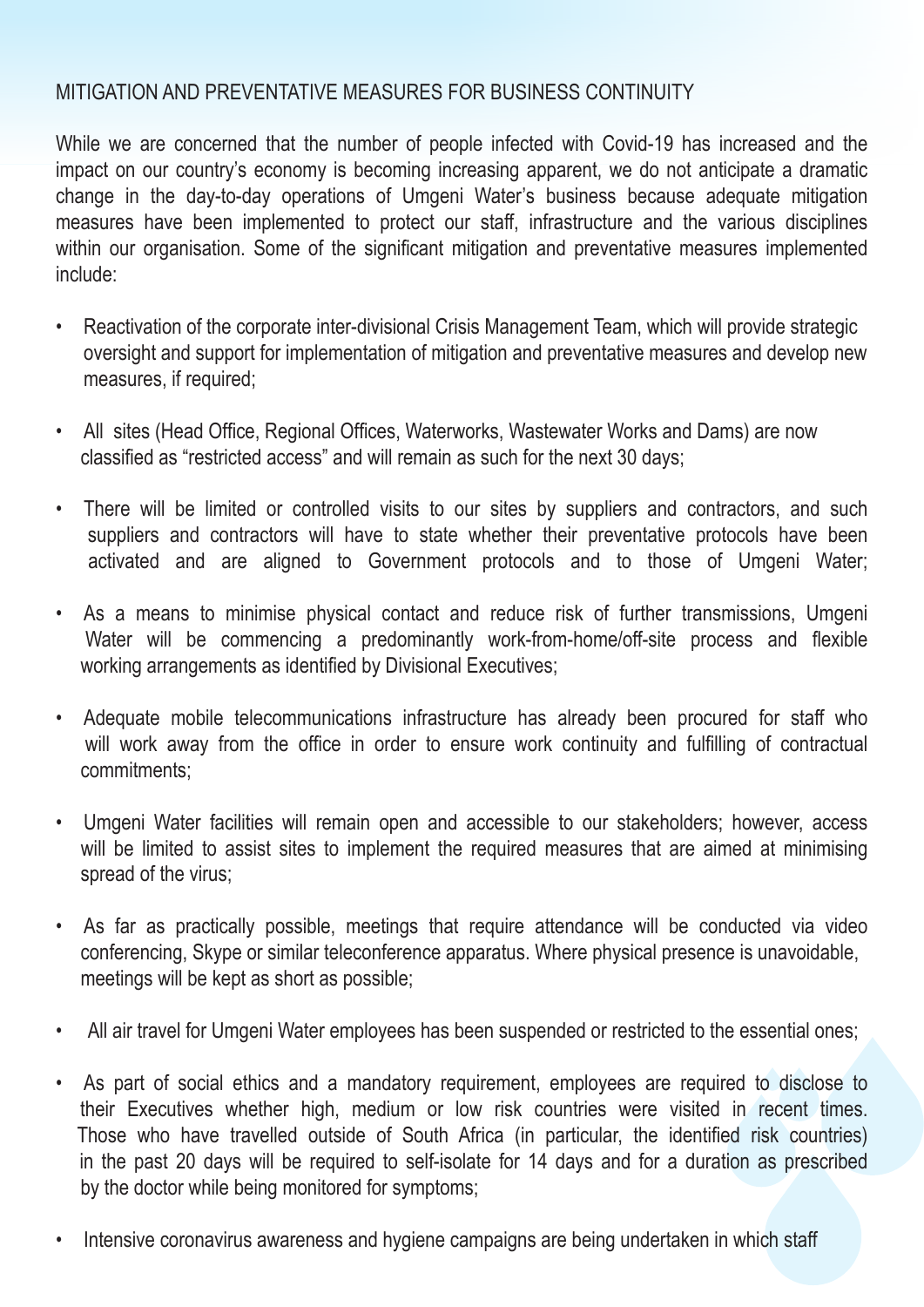## MITIGATION AND PREVENTATIVE MEASURES FOR BUSINESS CONTINUITY

While we are concerned that the number of people infected with Covid-19 has increased and the impact on our country's economy is becoming increasing apparent, we do not anticipate a dramatic change in the day-to-day operations of Umgeni Water's business because adequate mitigation measures have been implemented to protect our staff, infrastructure and the various disciplines within our organisation. Some of the significant mitigation and preventative measures implemented include:

- Reactivation of the corporate inter-divisional Crisis Management Team, which will provide strategic oversight and support for implementation of mitigation and preventative measures and develop new measures, if required;
- All sites (Head Office, Regional Offices, Waterworks, Wastewater Works and Dams) are now classified as "restricted access" and will remain as such for the next 30 days;
- There will be limited or controlled visits to our sites by suppliers and contractors, and such suppliers and contractors will have to state whether their preventative protocols have been activated and are aligned to Government protocols and to those of Umgeni Water;
- As a means to minimise physical contact and reduce risk of further transmissions, Umgeni Water will be commencing a predominantly work-from-home/off-site process and flexible working arrangements as identified by Divisional Executives;
- Adequate mobile telecommunications infrastructure has already been procured for staff who will work away from the office in order to ensure work continuity and fulfilling of contractual commitments;
- Umgeni Water facilities will remain open and accessible to our stakeholders; however, access will be limited to assist sites to implement the required measures that are aimed at minimising spread of the virus;
- As far as practically possible, meetings that require attendance will be conducted via video conferencing, Skype or similar teleconference apparatus. Where physical presence is unavoidable, meetings will be kept as short as possible;
- All air travel for Umgeni Water employees has been suspended or restricted to the essential ones;
- As part of social ethics and a mandatory requirement, employees are required to disclose to their Executives whether high, medium or low risk countries were visited in recent times. Those who have travelled outside of South Africa (in particular, the identified risk countries) in the past 20 days will be required to self-isolate for 14 days and for a duration as prescribed by the doctor while being monitored for symptoms;
- Intensive coronavirus awareness and hygiene campaigns are being undertaken in which staff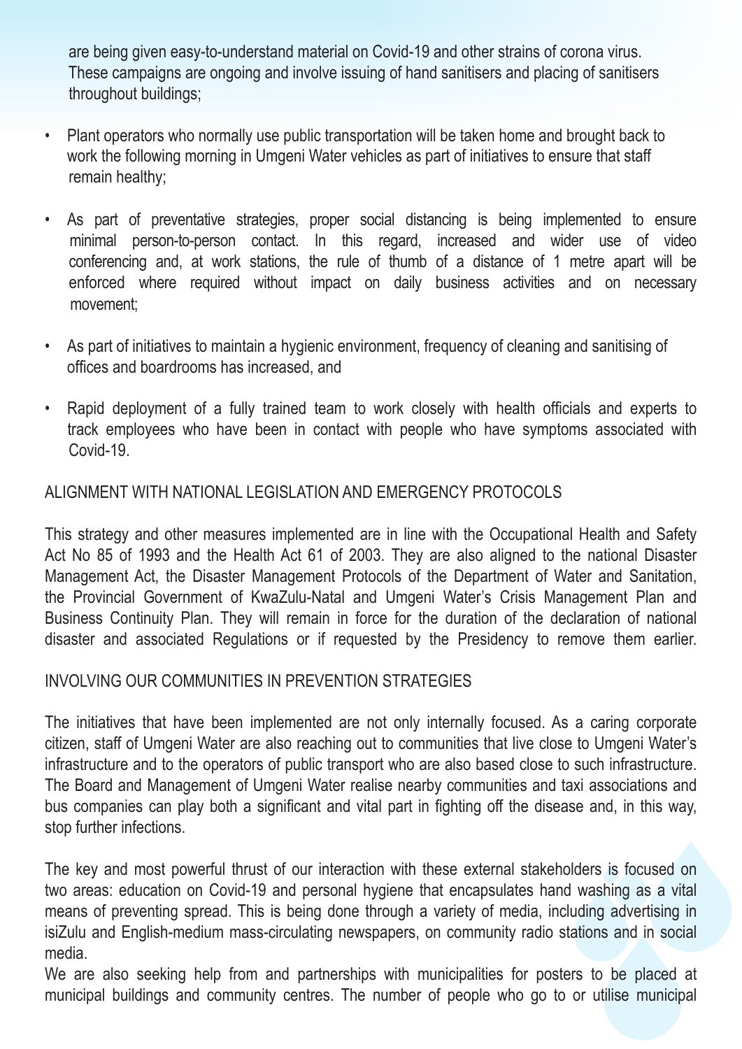are being given easy-to-understand material on Covid-19 and other strains of corona virus. These campaigns are ongoing and involve issuing of hand sanitisers and placing of sanitisers throughout buildings;

- Plant operators who normally use public transportation will be taken home and brought back to work the following morning in Umgeni Water vehicles as part of initiatives to ensure that staff remain healthy;
- As part of preventative strategies, proper social distancing is being implemented to ensure minimal person-to-person contact. In this regard, increased and wider use of video conferencing and, at work stations, the rule of thumb of a distance of 1 metre apart will be enforced where required without impact on daily business activities and on necessary movement;
- As part of initiatives to maintain a hygienic environment, frequency of cleaning and sanitising of offices and boardrooms has increased, and
- Rapid deployment of a fully trained team to work closely with health officials and experts to track employees who have been in contact with people who have symptoms associated with Covid-19.

## ALIGNMENT WITH NATIONAL LEGISLATION AND EMERGENCY PROTOCOLS

This strategy and other measures implemented are in line with the Occupational Health and Safety Act No 85 of 1993 and the Health Act 61 of 2003. They are also aligned to the national Disaster Management Act, the Disaster Management Protocols of the Department of Water and Sanitation, the Provincial Government of KwaZulu-Natal and Umgeni Water's Crisis Management Plan and Business Continuity Plan. They will remain in force for the duration of the declaration of national disaster and associated Regulations or if requested by the Presidency to remove them earlier.

## INVOLVING OUR COMMUNITIES IN PREVENTION STRATEGIES

The initiatives that have been implemented are not only internally focused. As a caring corporate citizen, staff of Umgeni Water are also reaching out to communities that live close to Umgeni Water's infrastructure and to the operators of public transport who are also based close to such infrastructure. The Board and Management of Umgeni Water realise nearby communities and taxi associations and bus companies can play both a significant and vital part in fighting off the disease and, in this way, stop further infections.

The key and most powerful thrust of our interaction with these external stakeholders is focused on two areas: education on Covid-19 and personal hygiene that encapsulates hand washing as a vital means of preventing spread. This is being done through a variety of media, including advertising in isiZulu and English-medium mass-circulating newspapers, on community radio stations and in social media.

We are also seeking help from and partnerships with municipalities for posters to be placed at municipal buildings and community centres. The number of people who go to or utilise municipal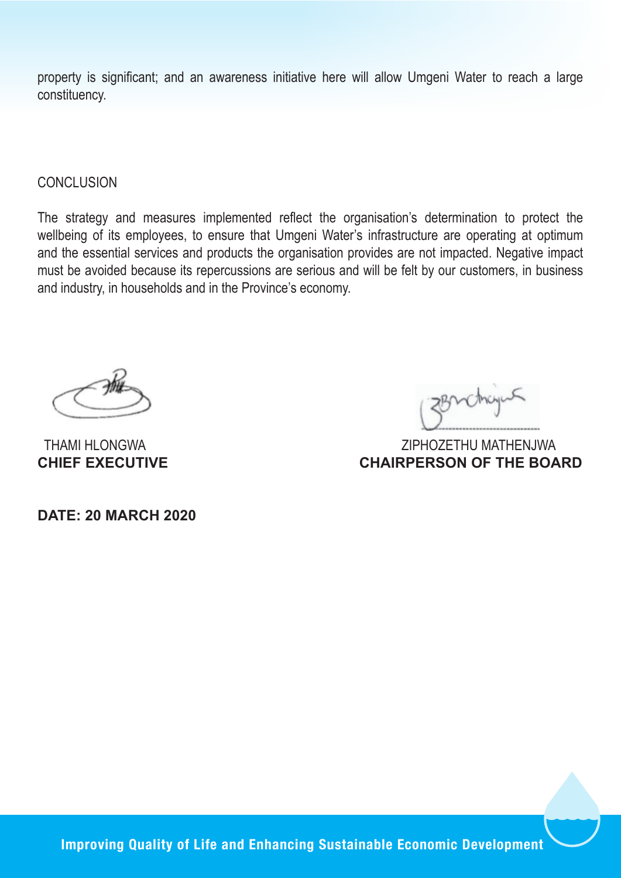property is significant; and an awareness initiative here will allow Umgeni Water to reach a large constituency.

## CONCLUSION

The strategy and measures implemented reflect the organisation's determination to protect the wellbeing of its employees, to ensure that Umgeni Water's infrastructure are operating at optimum and the essential services and products the organisation provides are not impacted. Negative impact must be avoided because its repercussions are serious and will be felt by our customers, in business and industry, in households and in the Province's economy.

THAMI HLONGWA
**CHIEF EXECUTIVE**

ZIPHOZETHU MATHENJWA
**CHAIRPERSON OF THE BOARD**

**DATE: 20 MARCH 2020**

**Improving Quality of Life and Enhancing Sustainable Economic Development**